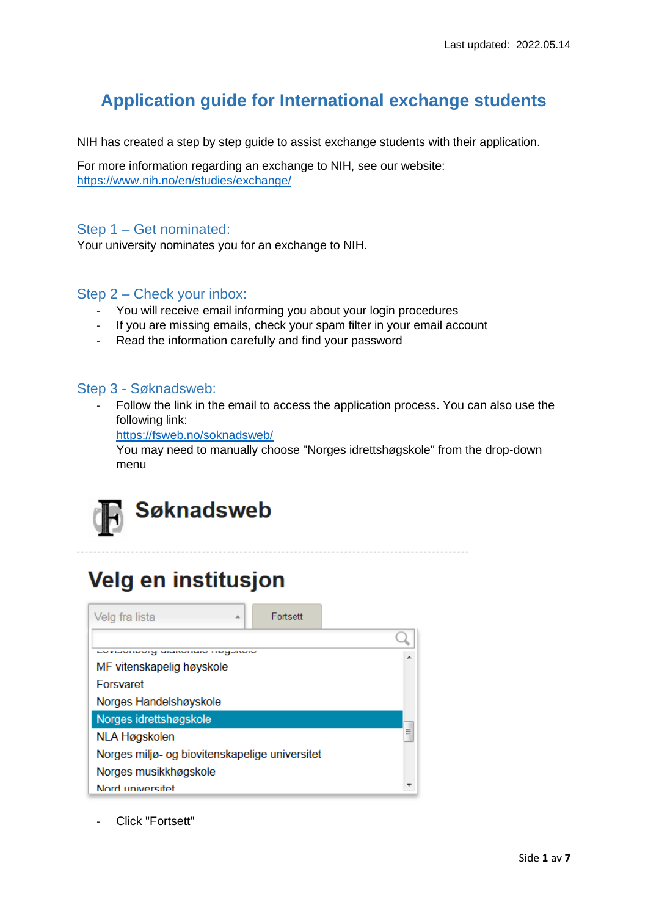Last updated: 2022.05.14

# Application guide for International exchange students

NIH has created a step by step guide to assist exchange students with their application.

For more information regarding an exchange to NIH, see our website: https://www.nih.no/en/studies/exchange/

## Step 1 – Get nominated:

Your university nominates you for an exchange to NIH.

## Step 2 – Check your inbox:

- You will receive email informing you about your login procedures
- If you are missing emails, check your spam filter in your email account
- Read the information carefully and find your password

## Step 3 - Søknadsweb:

- Follow the link in the email to access the application process. You can also use the following link:
  https://fsweb.no/soknadsweb/
  You may need to manually choose "Norges idrettshøgskole" from the drop-down menu

Søknadsweb

Velg en institusjon

Velg fra lista | Fortsett

- MF vitenskapelig høyskole
- Forsvaret
- Norges Handelshøyskole
- Norges idrettshøgskole
- NLA Høgskolen
- Norges miljø- og biovitenskapelige universitet
- Norges musikkhøgskole
- Nord universitet

- Click "Fortsett"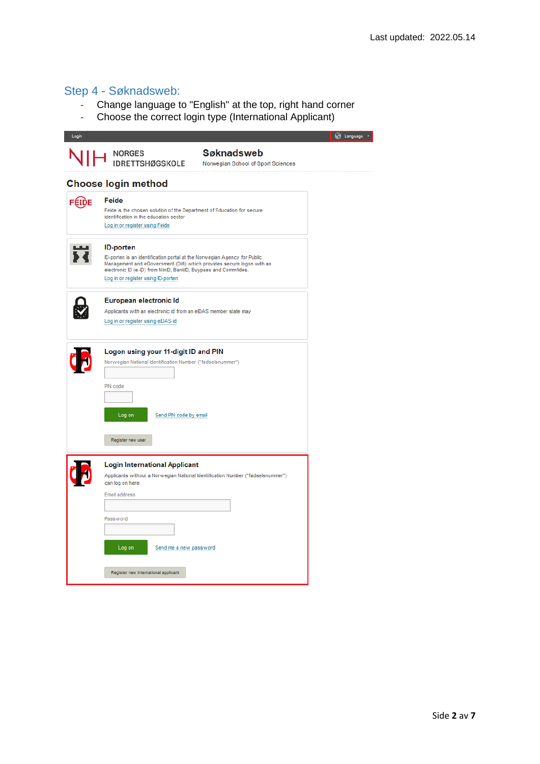Last updated: 2022.05.14

## Step 4 - Søknadsweb:

- Change language to "English" at the top, right hand corner
- Choose the correct login type (International Applicant)

Login | Language

NORGES IDRETTSHØGSKOLE

**Søknadsweb**
Norwegian School of Sport Sciences

### Choose login method

**Feide**
Feide is the chosen solution of the Department of Education for secure identification in the education sector
Log in or register using Feide

**ID-porten**
ID-porten is an identification portal at the Norwegian Agency for Public Management and eGovernment (Difi) which provides secure logon with an electronic ID (e-ID) from MinID, BankID, Buypass and Commfides.
Log in or register using ID-porten

**European electronic Id**
Applicants with an electronic id from an eIDAS member state may
Log in or register using eIDAS id

**Logon using your 11-digit ID and PIN**
Norwegian National Identification Number ("fødselsnummer")
PIN code
Log on | Send PIN code by email
Register new user

**Login International Applicant**
Applicants without a Norwegian National Identification Number ("fødselsnummer") can log on here.
Email address
Password
Log on | Send me a new password
Register new international applicant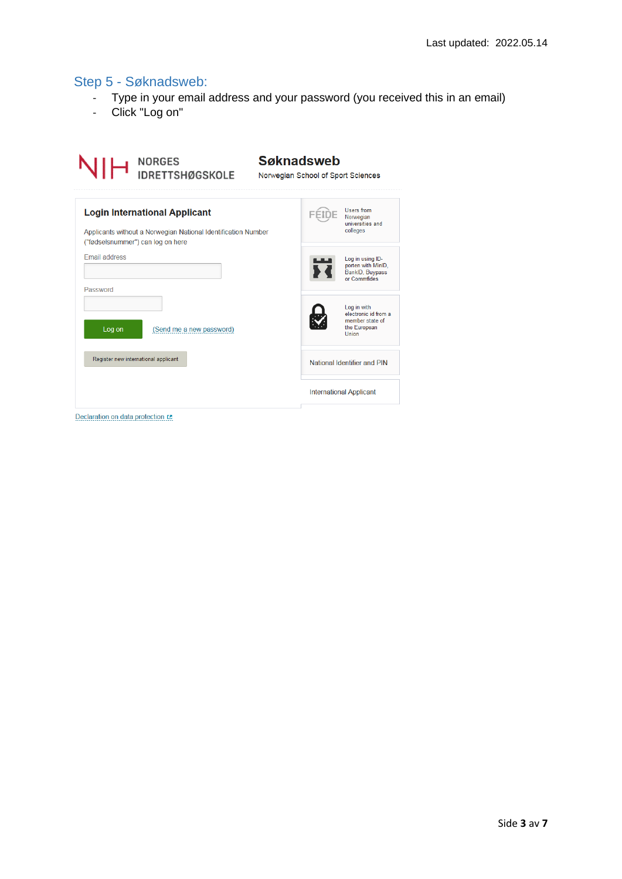Last updated: 2022.05.14

## Step 5 - Søknadsweb:

- Type in your email address and your password (you received this in an email)
- Click "Log on"

NIH NORGES IDRETTSHØGSKOLE

**Søknadsweb**

Norwegian School of Sport Sciences

**Login International Applicant**

Applicants without a Norwegian National Identification Number ("fødselsnummer") can log on here

Email address

Password

Log on

(Send me a new password)

Register new international applicant

FEIDE Users from Norwegian universities and colleges

Log in using ID-porten with MinID, BankID, Buypass or Commfides

Log in with electronic id from a member state of the European Union

National Identifier and PIN

International Applicant

Declaration on data protection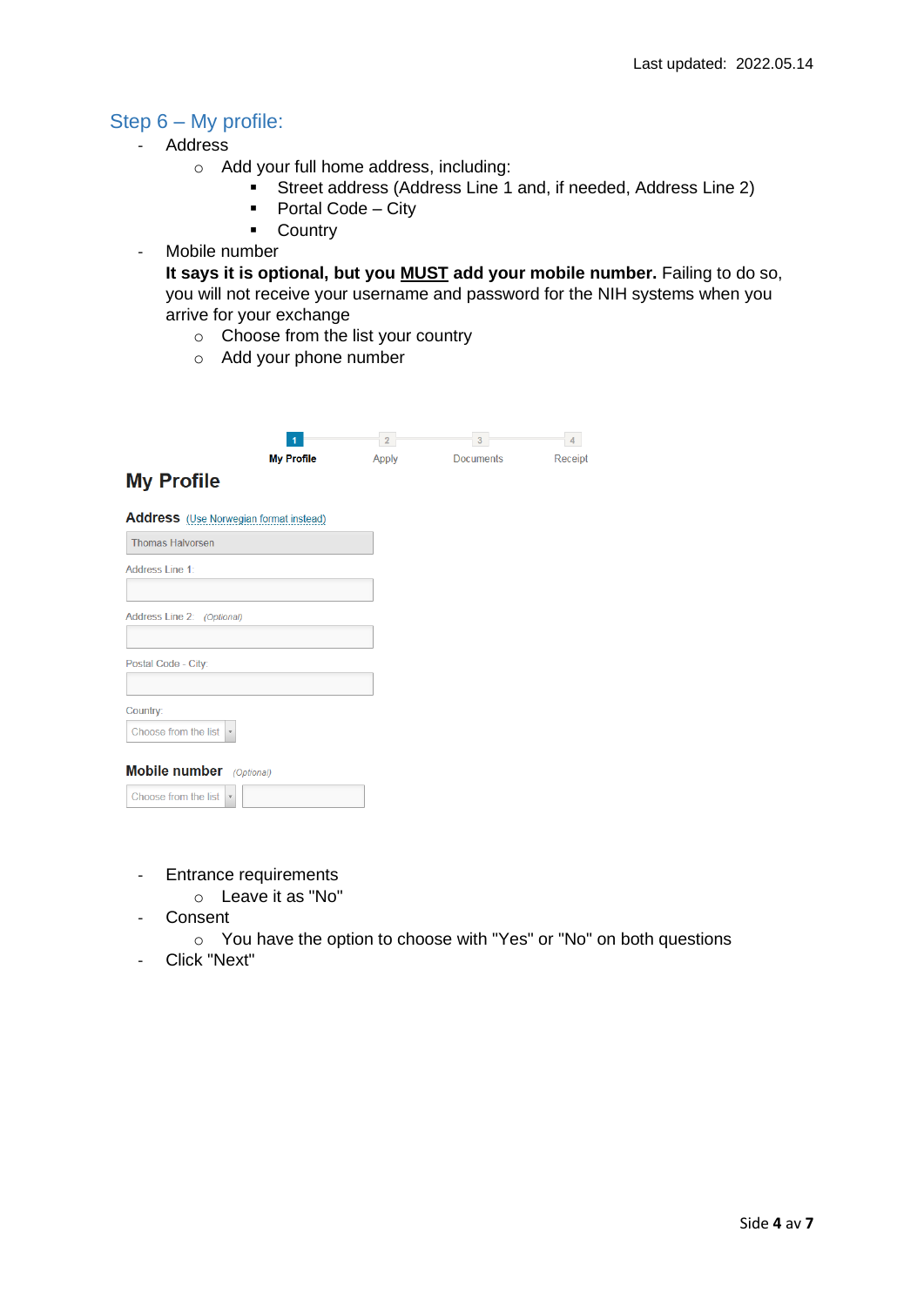Last updated: 2022.05.14

## Step 6 – My profile:

- Address
    - Add your full home address, including:
        - Street address (Address Line 1 and, if needed, Address Line 2)
        - Portal Code – City
        - Country
- Mobile number

  **It says it is optional, but you <u>MUST</u> add your mobile number.** Failing to do so, you will not receive your username and password for the NIH systems when you arrive for your exchange
    - Choose from the list your country
    - Add your phone number

1 My Profile — 2 Apply — 3 Documents — 4 Receipt

### My Profile

**Address** (Use Norwegian format instead)

Thomas Halvorsen

Address Line 1:

Address Line 2: *(Optional)*

Postal Code - City:

Country:

Choose from the list

**Mobile number** *(Optional)*

Choose from the list

- Entrance requirements
    - Leave it as "No"
- Consent
    - You have the option to choose with "Yes" or "No" on both questions
- Click "Next"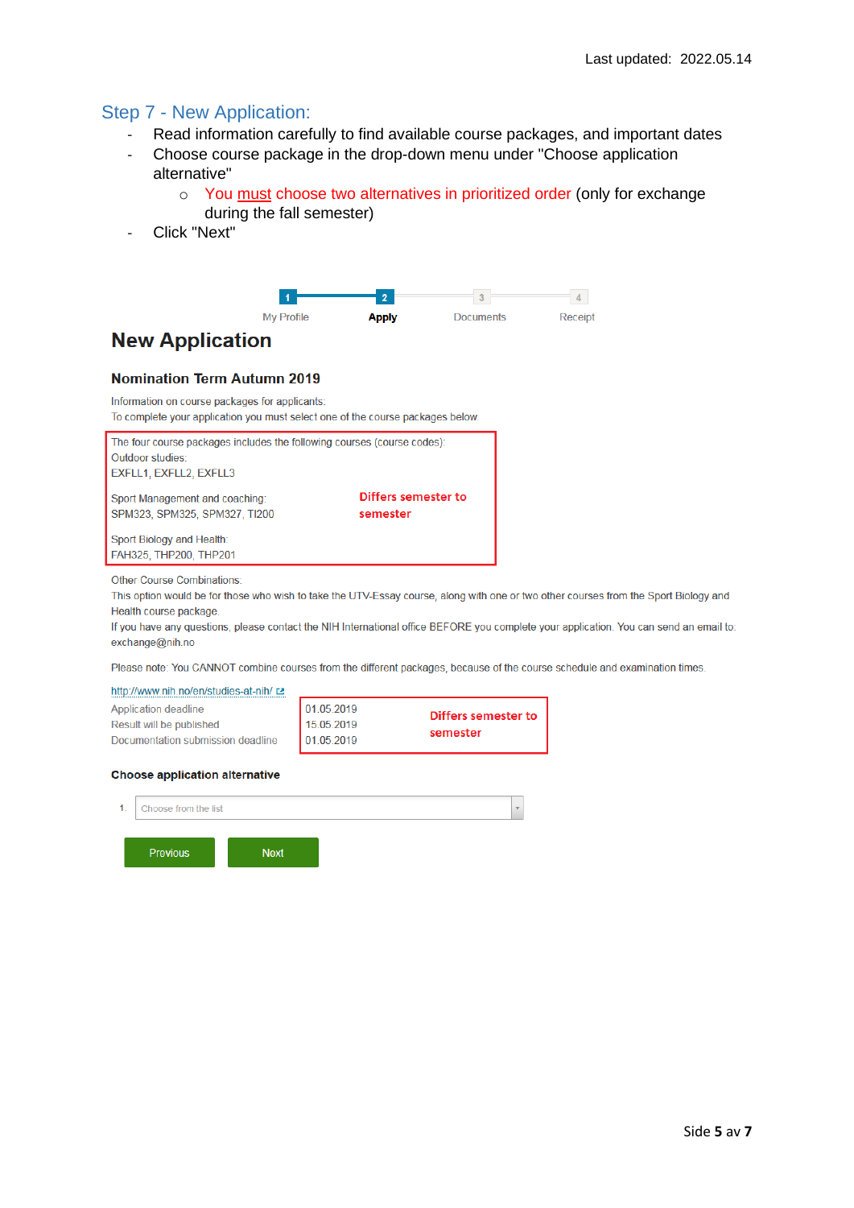Last updated: 2022.05.14

## Step 7 - New Application:

- Read information carefully to find available course packages, and important dates
- Choose course package in the drop-down menu under "Choose application alternative"
    - You must choose two alternatives in prioritized order (only for exchange during the fall semester)
- Click "Next"

1 My Profile — 2 **Apply** — 3 Documents — 4 Receipt

# New Application

### Nomination Term Autumn 2019

Information on course packages for applicants:
To complete your application you must select one of the course packages below.

The four course packages includes the following courses (course codes):
Outdoor studies:
EXFLL1, EXFLL2, EXFLL3

Sport Management and coaching:
SPM323, SPM325, SPM327, TI200

**Differs semester to semester**

Sport Biology and Health:
FAH325, THP200, THP201

Other Course Combinations:
This option would be for those who wish to take the UTV-Essay course, along with one or two other courses from the Sport Biology and Health course package.
If you have any questions, please contact the NIH International office BEFORE you complete your application. You can send an email to: exchange@nih.no

Please note: You CANNOT combine courses from the different packages, because of the course schedule and examination times.

http://www.nih.no/en/studies-at-nih/

| | |
|---|---|
| Application deadline | 01.05.2019 |
| Result will be published | 15.05.2019 |
| Documentation submission deadline | 01.05.2019 |

**Differs semester to semester**

**Choose application alternative**

1. Choose from the list

Previous | Next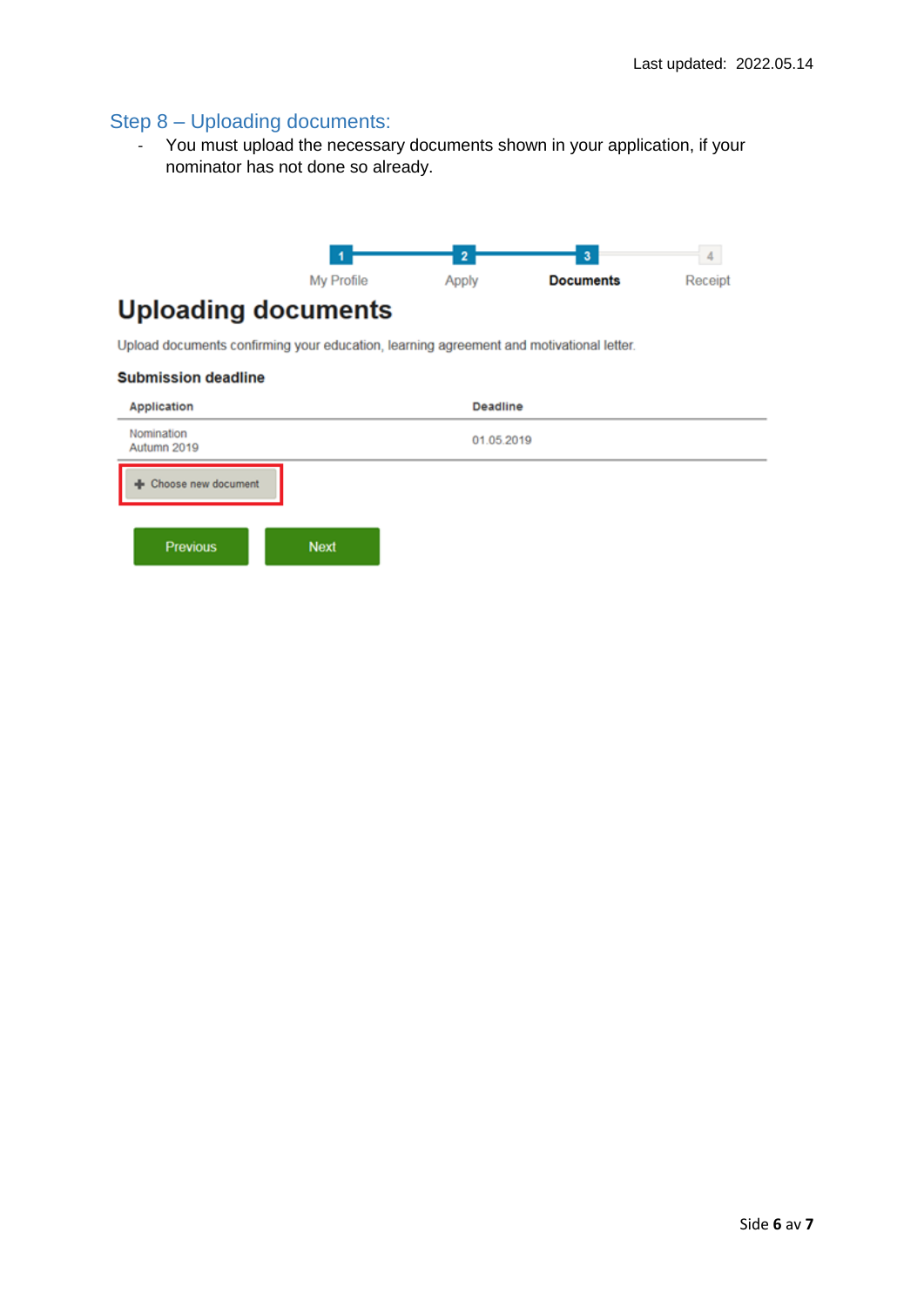Last updated: 2022.05.14

## Step 8 – Uploading documents:

- You must upload the necessary documents shown in your application, if your nominator has not done so already.

1 My Profile — 2 Apply — 3 **Documents** — 4 Receipt

# Uploading documents

Upload documents confirming your education, learning agreement and motivational letter.

**Submission deadline**

| Application | Deadline |
|---|---|
| Nomination Autumn 2019 | 01.05.2019 |

+ Choose new document

Previous   Next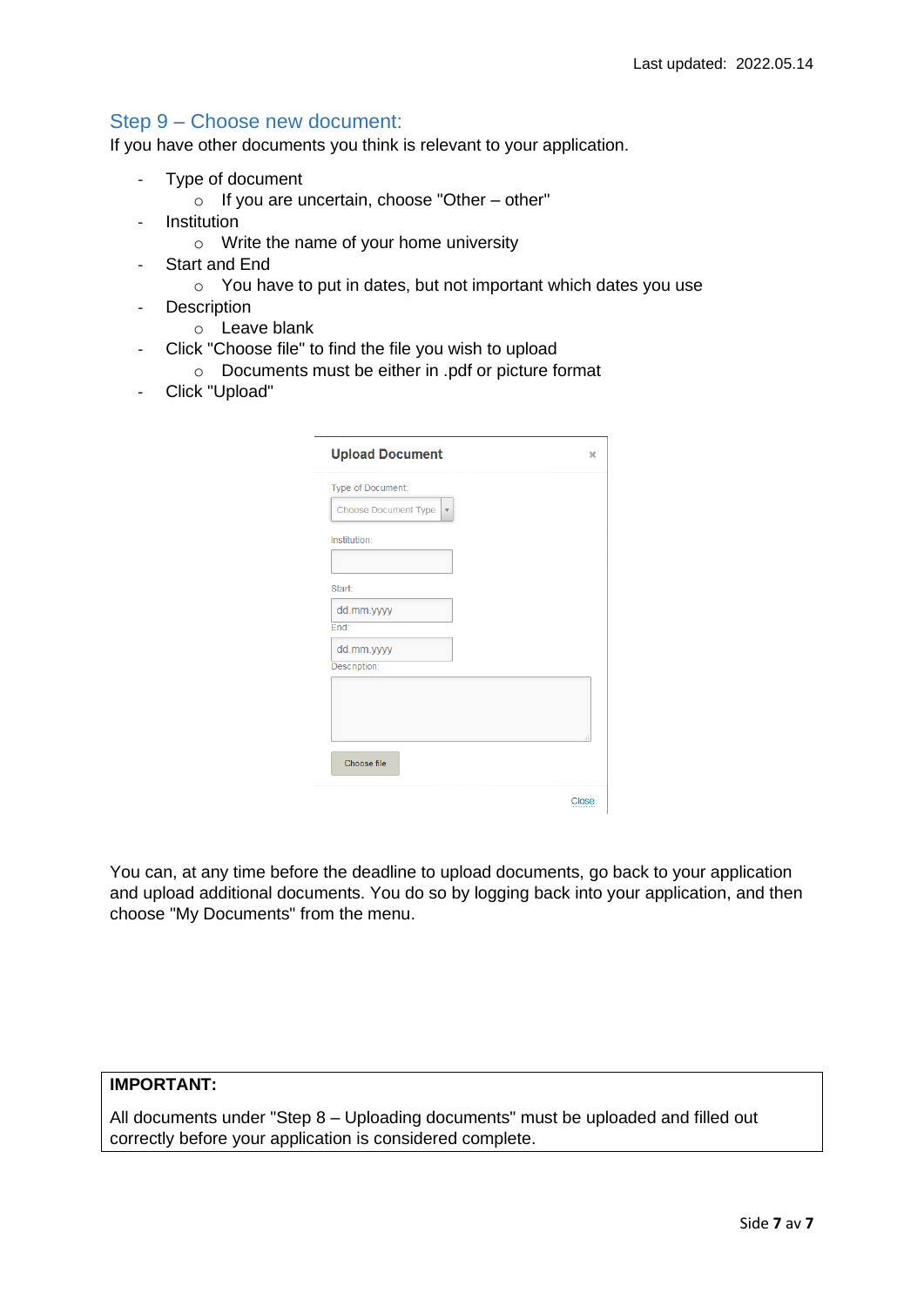## Step 9 – Choose new document:

If you have other documents you think is relevant to your application.

- Type of document
  - If you are uncertain, choose "Other – other"
- Institution
  - Write the name of your home university
- Start and End
  - You have to put in dates, but not important which dates you use
- Description
  - Leave blank
- Click "Choose file" to find the file you wish to upload
  - Documents must be either in .pdf or picture format
- Click "Upload"

You can, at any time before the deadline to upload documents, go back to your application and upload additional documents. You do so by logging back into your application, and then choose "My Documents" from the menu.

**IMPORTANT:**

All documents under "Step 8 – Uploading documents" must be uploaded and filled out correctly before your application is considered complete.